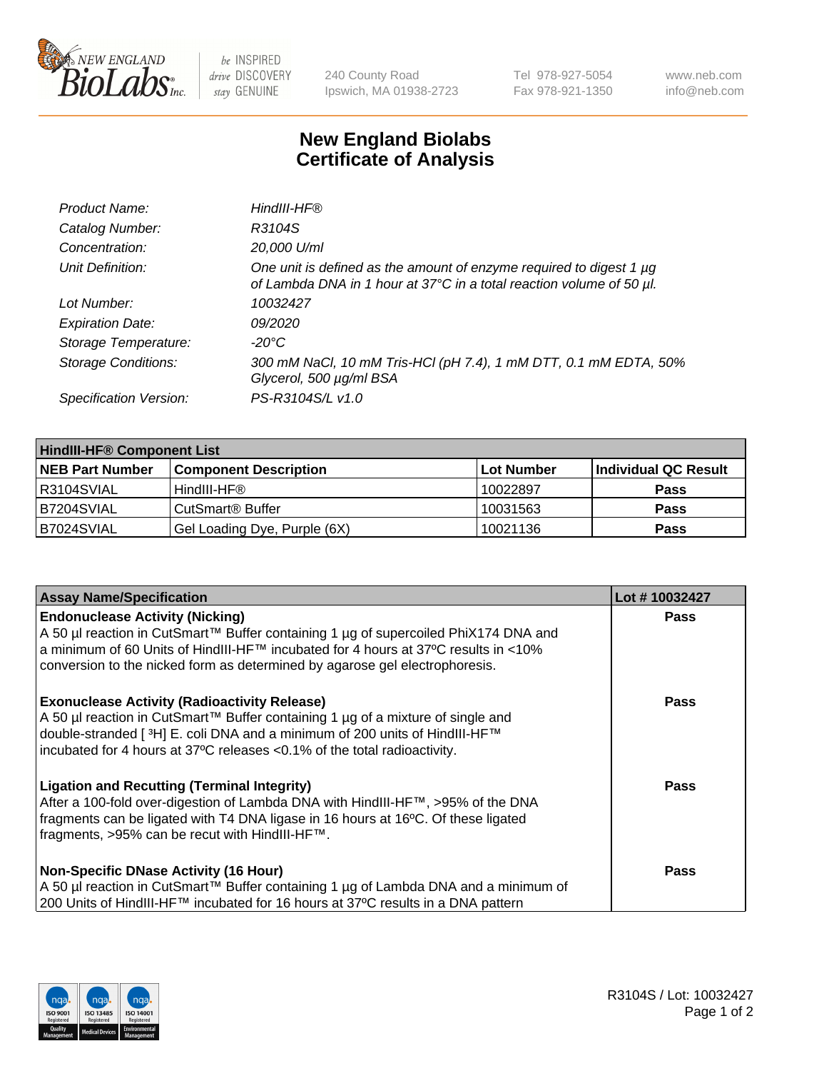# New England Biolabs Certificate of Analysis

| | |
|---|---|
| *Product Name:* | *HindIII-HF®* |
| *Catalog Number:* | *R3104S* |
| *Concentration:* | *20,000 U/ml* |
| *Unit Definition:* | *One unit is defined as the amount of enzyme required to digest 1 µg of Lambda DNA in 1 hour at 37°C in a total reaction volume of 50 µl.* |
| *Lot Number:* | *10032427* |
| *Expiration Date:* | *09/2020* |
| *Storage Temperature:* | *-20°C* |
| *Storage Conditions:* | *300 mM NaCl, 10 mM Tris-HCl (pH 7.4), 1 mM DTT, 0.1 mM EDTA, 50% Glycerol, 500 µg/ml BSA* |
| *Specification Version:* | *PS-R3104S/L v1.0* |

| **HindIII-HF® Component List** | | | |
|---|---|---|---|
| **NEB Part Number** | **Component Description** | **Lot Number** | **Individual QC Result** |
| R3104SVIAL | HindIII-HF® | 10022897 | **Pass** |
| B7204SVIAL | CutSmart® Buffer | 10031563 | **Pass** |
| B7024SVIAL | Gel Loading Dye, Purple (6X) | 10021136 | **Pass** |

| **Assay Name/Specification** | **Lot # 10032427** |
|---|---|
| **Endonuclease Activity (Nicking)**<br>A 50 µl reaction in CutSmart™ Buffer containing 1 µg of supercoiled PhiX174 DNA and a minimum of 60 Units of HindIII-HF™ incubated for 4 hours at 37ºC results in <10% conversion to the nicked form as determined by agarose gel electrophoresis. | **Pass** |
| **Exonuclease Activity (Radioactivity Release)**<br>A 50 µl reaction in CutSmart™ Buffer containing 1 µg of a mixture of single and double-stranded [ $^{3}$H] E. coli DNA and a minimum of 200 units of HindIII-HF™ incubated for 4 hours at 37ºC releases <0.1% of the total radioactivity. | **Pass** |
| **Ligation and Recutting (Terminal Integrity)**<br>After a 100-fold over-digestion of Lambda DNA with HindIII-HF™, >95% of the DNA fragments can be ligated with T4 DNA ligase in 16 hours at 16ºC. Of these ligated fragments, >95% can be recut with HindIII-HF™. | **Pass** |
| **Non-Specific DNase Activity (16 Hour)**<br>A 50 µl reaction in CutSmart™ Buffer containing 1 µg of Lambda DNA and a minimum of 200 Units of HindIII-HF™ incubated for 16 hours at 37ºC results in a DNA pattern | **Pass** |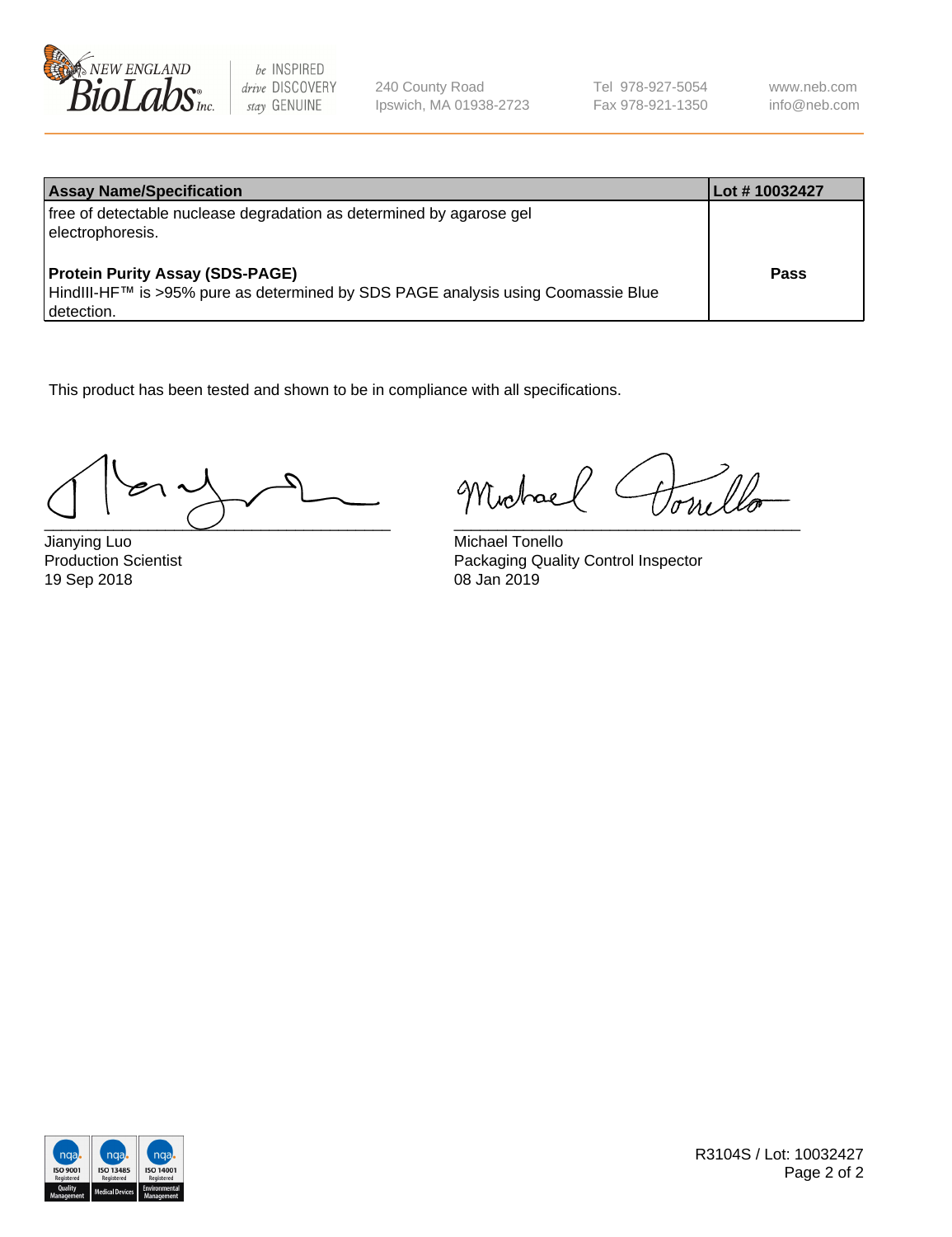NEW ENGLAND BioLabs Inc. — be INSPIRED drive DISCOVERY stay GENUINE

240 County Road
Ipswich, MA 01938-2723

Tel 978-927-5054
Fax 978-921-1350

www.neb.com
info@neb.com

| Assay Name/Specification | Lot # 10032427 |
| --- | --- |
| free of detectable nuclease degradation as determined by agarose gel electrophoresis. | |
| **Protein Purity Assay (SDS-PAGE)**<br>HindIII-HF™ is >95% pure as determined by SDS PAGE analysis using Coomassie Blue detection. | **Pass** |

This product has been tested and shown to be in compliance with all specifications.

Jianying Luo
Production Scientist
19 Sep 2018

Michael Tonello
Packaging Quality Control Inspector
08 Jan 2019

R3104S / Lot: 10032427